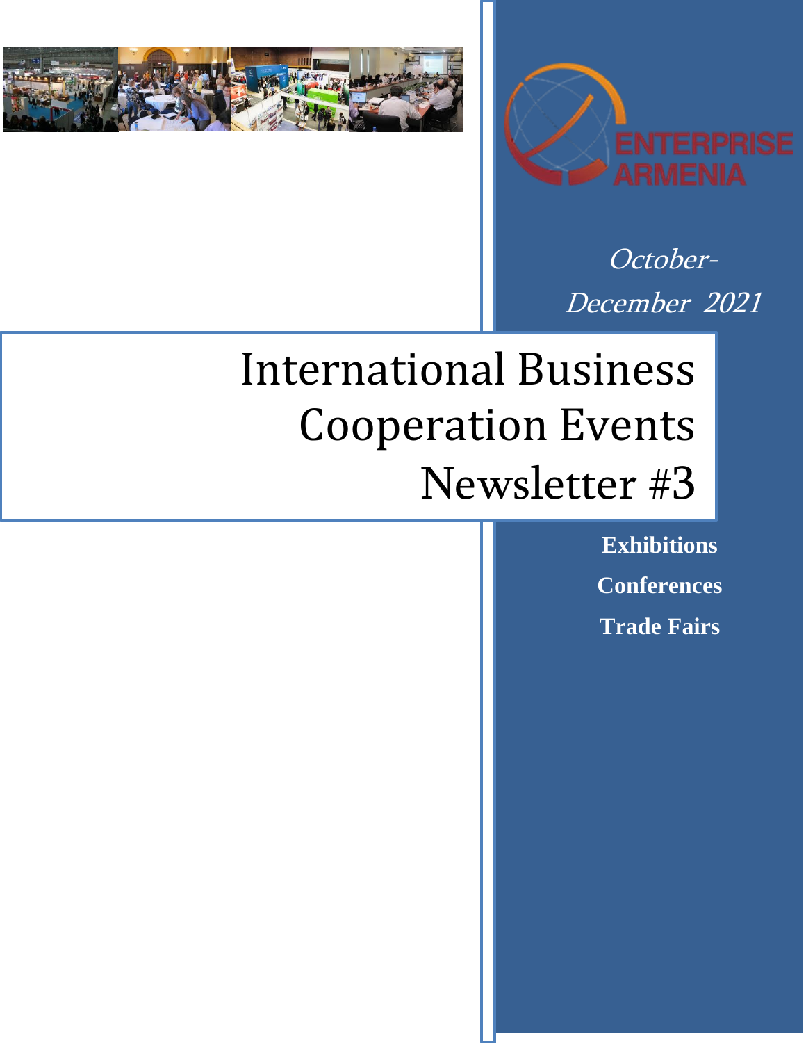ENTERPRISE ARMENIA

*October-December 2021*

# International Business Cooperation Events Newsletter #3

**Exhibitions**

**Conferences**

**Trade Fairs**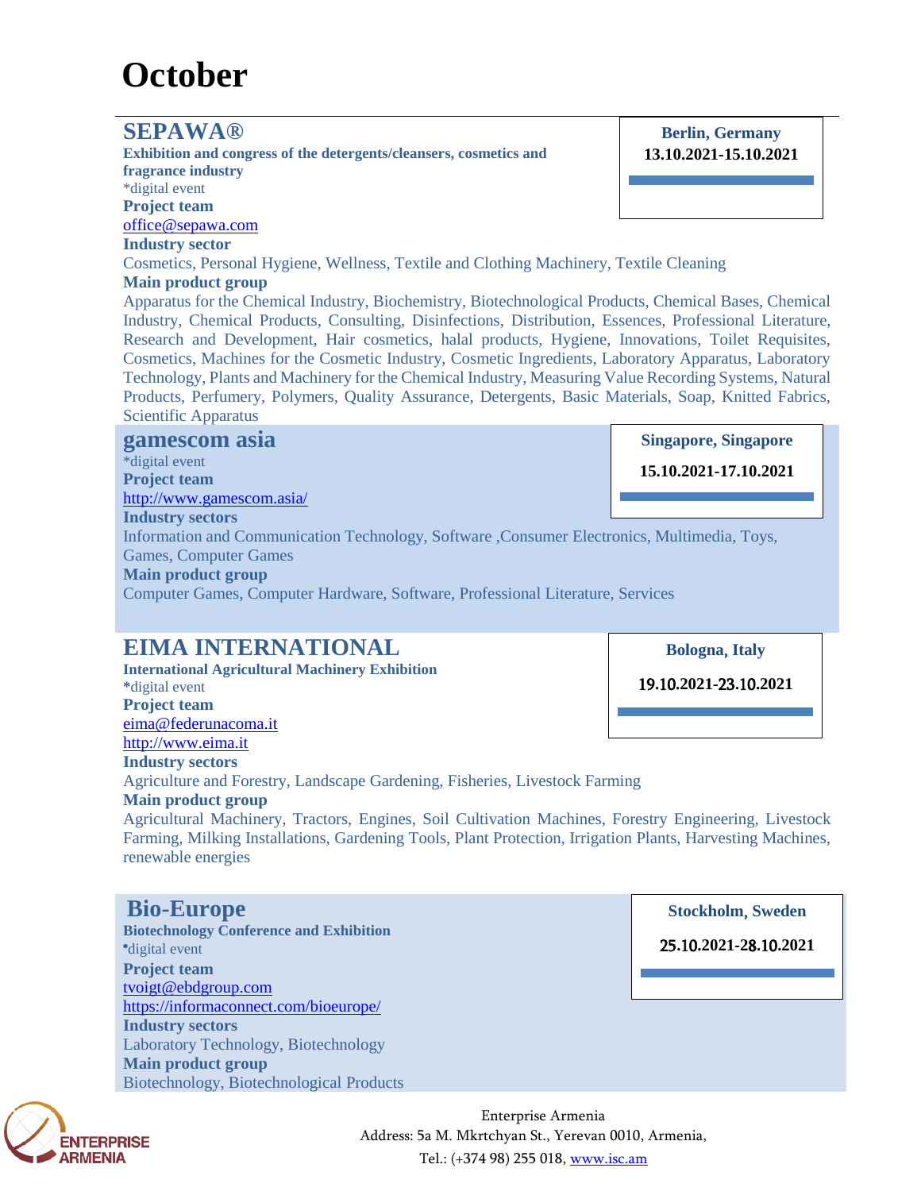# October

## SEPAWA®

**Berlin, Germany**
**13.10.2021-15.10.2021**

**Exhibition and congress of the detergents/cleansers, cosmetics and fragrance industry**
*digital event
**Project team**
office@sepawa.com
**Industry sector**
Cosmetics, Personal Hygiene, Wellness, Textile and Clothing Machinery, Textile Cleaning
**Main product group**
Apparatus for the Chemical Industry, Biochemistry, Biotechnological Products, Chemical Bases, Chemical Industry, Chemical Products, Consulting, Disinfections, Distribution, Essences, Professional Literature, Research and Development, Hair cosmetics, halal products, Hygiene, Innovations, Toilet Requisites, Cosmetics, Machines for the Cosmetic Industry, Cosmetic Ingredients, Laboratory Apparatus, Laboratory Technology, Plants and Machinery for the Chemical Industry, Measuring Value Recording Systems, Natural Products, Perfumery, Polymers, Quality Assurance, Detergents, Basic Materials, Soap, Knitted Fabrics, Scientific Apparatus

## gamescom asia

**Singapore, Singapore**
**15.10.2021-17.10.2021**

*digital event
**Project team**
http://www.gamescom.asia/
**Industry sectors**
Information and Communication Technology, Software ,Consumer Electronics, Multimedia, Toys, Games, Computer Games
**Main product group**
Computer Games, Computer Hardware, Software, Professional Literature, Services

## EIMA INTERNATIONAL

**Bologna, Italy**
**19.10.2021-23.10.2021**

**International Agricultural Machinery Exhibition**
*digital event
**Project team**
eima@federunacoma.it
http://www.eima.it
**Industry sectors**
Agriculture and Forestry, Landscape Gardening, Fisheries, Livestock Farming
**Main product group**
Agricultural Machinery, Tractors, Engines, Soil Cultivation Machines, Forestry Engineering, Livestock Farming, Milking Installations, Gardening Tools, Plant Protection, Irrigation Plants, Harvesting Machines, renewable energies

## Bio-Europe

**Stockholm, Sweden**
**25.10.2021-28.10.2021**

**Biotechnology Conference and Exhibition**
*digital event
**Project team**
tvoigt@ebdgroup.com
https://informaconnect.com/bioeurope/
**Industry sectors**
Laboratory Technology, Biotechnology
**Main product group**
Biotechnology, Biotechnological Products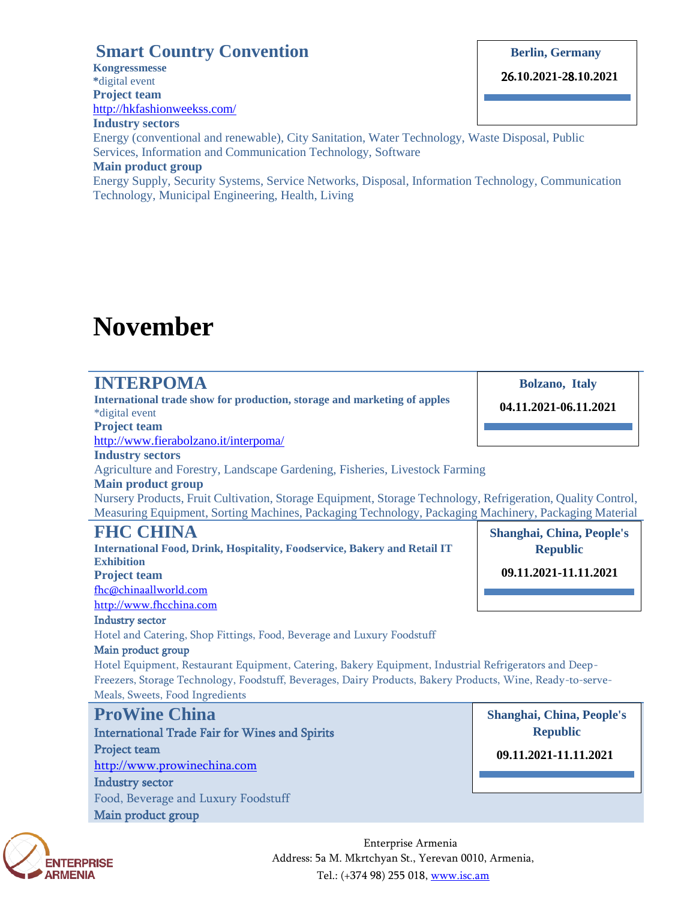## Smart Country Convention

**Berlin, Germany**

**26.10.2021-28.10.2021**

**Kongressmesse**

***digital event**

**Project team**

http://hkfashionweekss.com/

**Industry sectors**

Energy (conventional and renewable), City Sanitation, Water Technology, Waste Disposal, Public Services, Information and Communication Technology, Software

**Main product group**

Energy Supply, Security Systems, Service Networks, Disposal, Information Technology, Communication Technology, Municipal Engineering, Health, Living

# November

## INTERPOMA

**Bolzano, Italy**

**04.11.2021-06.11.2021**

**International trade show for production, storage and marketing of apples**

*digital event

**Project team**

http://www.fierabolzano.it/interpoma/

**Industry sectors**

Agriculture and Forestry, Landscape Gardening, Fisheries, Livestock Farming

**Main product group**

Nursery Products, Fruit Cultivation, Storage Equipment, Storage Technology, Refrigeration, Quality Control, Measuring Equipment, Sorting Machines, Packaging Technology, Packaging Machinery, Packaging Material

## FHC CHINA

**Shanghai, China, People's Republic**

**09.11.2021-11.11.2021**

**International Food, Drink, Hospitality, Foodservice, Bakery and Retail IT Exhibition**

**Project team**

fhc@chinaallworld.com

http://www.fhcchina.com

**Industry sector**

Hotel and Catering, Shop Fittings, Food, Beverage and Luxury Foodstuff

**Main product group**

Hotel Equipment, Restaurant Equipment, Catering, Bakery Equipment, Industrial Refrigerators and Deep-Freezers, Storage Technology, Foodstuff, Beverages, Dairy Products, Bakery Products, Wine, Ready-to-serve-Meals, Sweets, Food Ingredients

## ProWine China

**Shanghai, China, People's Republic**

**09.11.2021-11.11.2021**

**International Trade Fair for Wines and Spirits**

**Project team**

http://www.prowinechina.com

**Industry sector**

Food, Beverage and Luxury Foodstuff

**Main product group**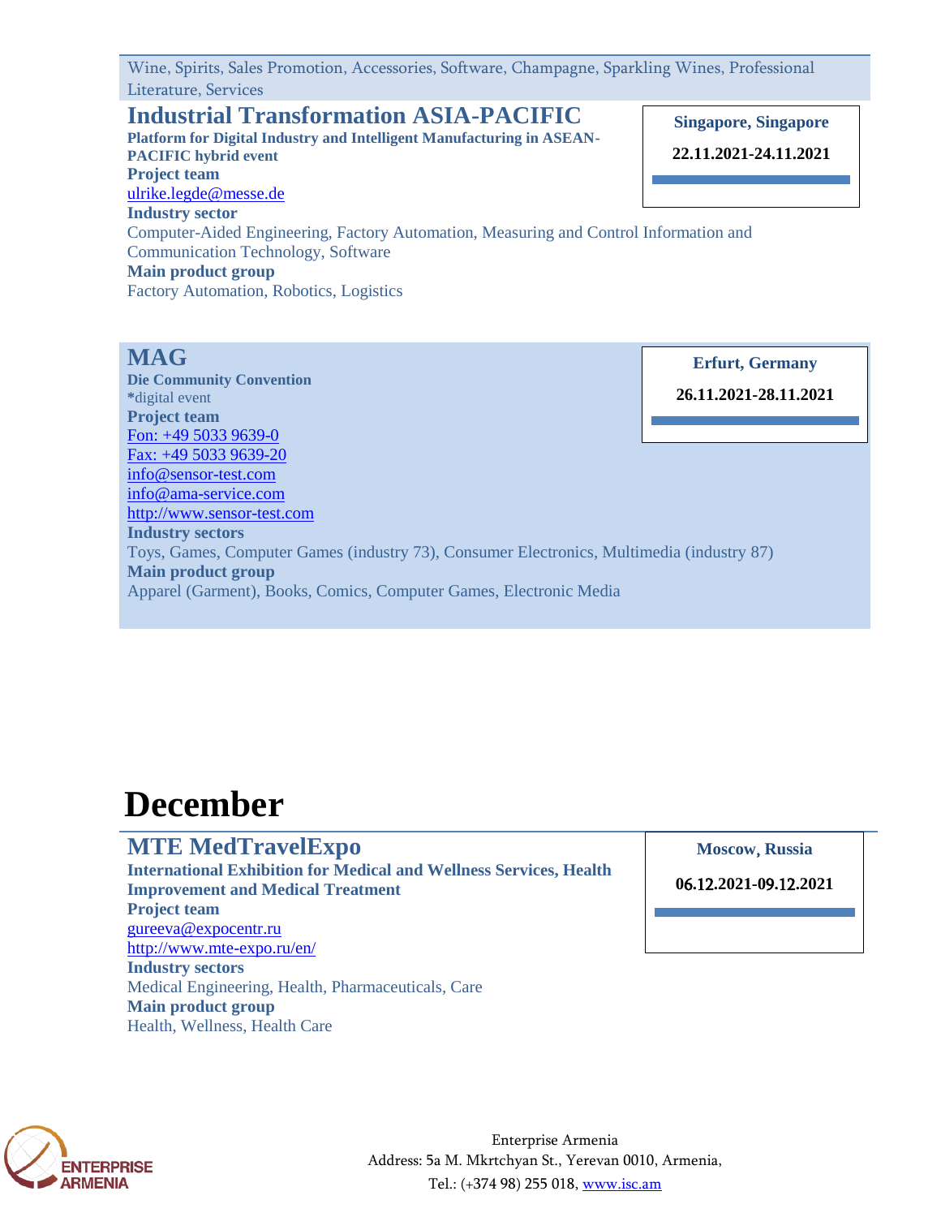Wine, Spirits, Sales Promotion, Accessories, Software, Champagne, Sparkling Wines, Professional Literature, Services

## Industrial Transformation ASIA-PACIFIC

**Singapore, Singapore**

**22.11.2021-24.11.2021**

**Platform for Digital Industry and Intelligent Manufacturing in ASEAN-PACIFIC hybrid event**

**Project team**

ulrike.legde@messe.de

**Industry sector**

Computer-Aided Engineering, Factory Automation, Measuring and Control Information and Communication Technology, Software

**Main product group**

Factory Automation, Robotics, Logistics

## MAG

**Erfurt, Germany**

**26.11.2021-28.11.2021**

**Die Community Convention**

***digital event**

**Project team**

Fon: +49 5033 9639-0

Fax: +49 5033 9639-20

info@sensor-test.com

info@ama-service.com

http://www.sensor-test.com

**Industry sectors**

Toys, Games, Computer Games (industry 73), Consumer Electronics, Multimedia (industry 87)

**Main product group**

Apparel (Garment), Books, Comics, Computer Games, Electronic Media

# December

## MTE MedTravelExpo

**Moscow, Russia**

**06.12.2021-09.12.2021**

**International Exhibition for Medical and Wellness Services, Health Improvement and Medical Treatment**

**Project team**

gureeva@expocentr.ru

http://www.mte-expo.ru/en/

**Industry sectors**

Medical Engineering, Health, Pharmaceuticals, Care

**Main product group**

Health, Wellness, Health Care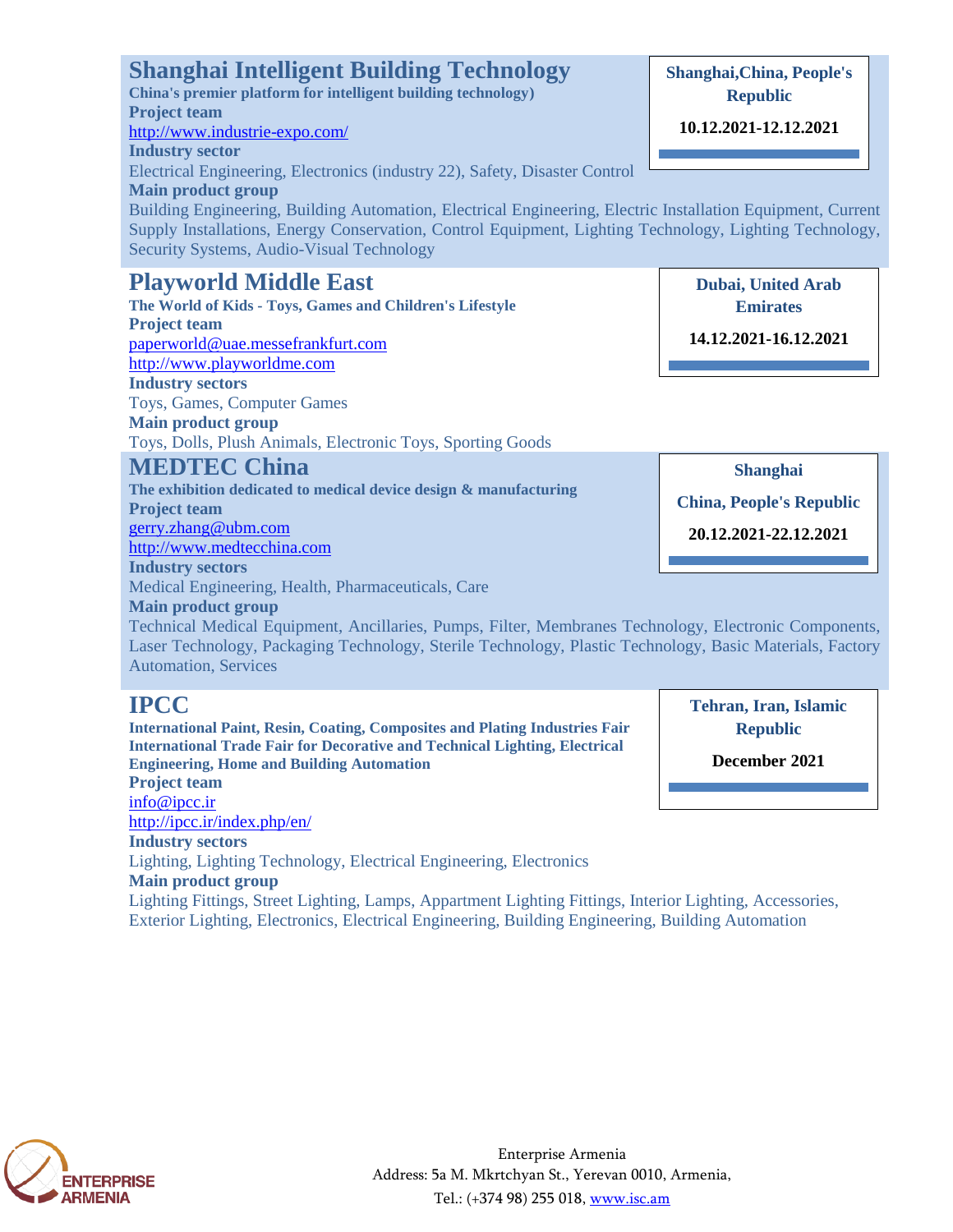## Shanghai Intelligent Building Technology

**Shanghai,China, People's Republic**

**10.12.2021-12.12.2021**

**China's premier platform for intelligent building technology)**

**Project team**

http://www.industrie-expo.com/

**Industry sector**

Electrical Engineering, Electronics (industry 22), Safety, Disaster Control

**Main product group**

Building Engineering, Building Automation, Electrical Engineering, Electric Installation Equipment, Current Supply Installations, Energy Conservation, Control Equipment, Lighting Technology, Lighting Technology, Security Systems, Audio-Visual Technology

## Playworld Middle East

**Dubai, United Arab Emirates**

**14.12.2021-16.12.2021**

**The World of Kids - Toys, Games and Children's Lifestyle**

**Project team**

paperworld@uae.messefrankfurt.com

http://www.playworldme.com

**Industry sectors**

Toys, Games, Computer Games

**Main product group**

Toys, Dolls, Plush Animals, Electronic Toys, Sporting Goods

## MEDTEC China

**Shanghai**

**China, People's Republic**

**20.12.2021-22.12.2021**

**The exhibition dedicated to medical device design & manufacturing**

**Project team**

gerry.zhang@ubm.com

http://www.medtecchina.com

**Industry sectors**

Medical Engineering, Health, Pharmaceuticals, Care

**Main product group**

Technical Medical Equipment, Ancillaries, Pumps, Filter, Membranes Technology, Electronic Components, Laser Technology, Packaging Technology, Sterile Technology, Plastic Technology, Basic Materials, Factory Automation, Services

## IPCC

**Tehran, Iran, Islamic Republic**

**December 2021**

**International Paint, Resin, Coating, Composites and Plating Industries Fair**
**International Trade Fair for Decorative and Technical Lighting, Electrical Engineering, Home and Building Automation**

**Project team**

info@ipcc.ir

http://ipcc.ir/index.php/en/

**Industry sectors**

Lighting, Lighting Technology, Electrical Engineering, Electronics

**Main product group**

Lighting Fittings, Street Lighting, Lamps, Appartment Lighting Fittings, Interior Lighting, Accessories, Exterior Lighting, Electronics, Electrical Engineering, Building Engineering, Building Automation

Enterprise Armenia
Address: 5a M. Mkrtchyan St., Yerevan 0010, Armenia,
Tel.: (+374 98) 255 018, www.isc.am